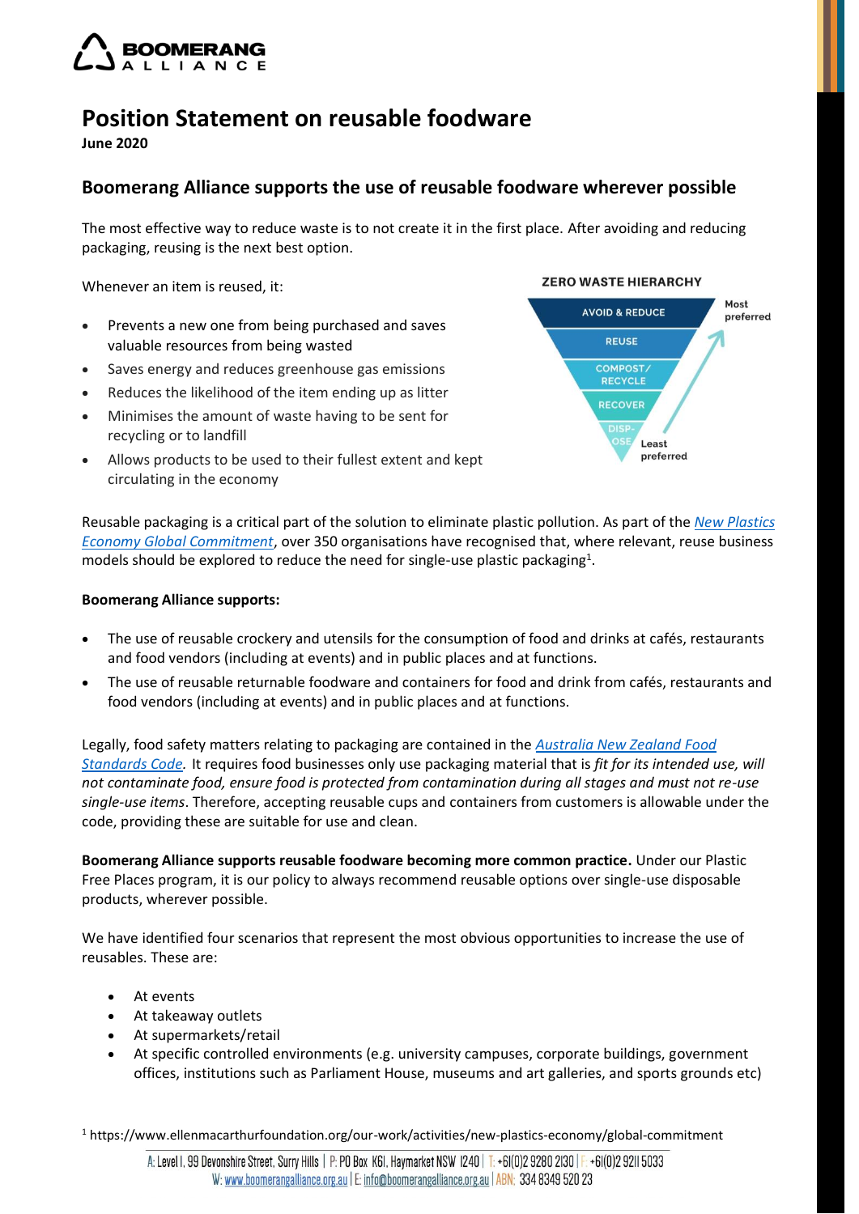# Position Statement on reusable foodware

**June 2020**

## Boomerang Alliance supports the use of reusable foodware wherever possible

The most effective way to reduce waste is to not create it in the first place. After avoiding and reducing packaging, reusing is the next best option.

Whenever an item is reused, it:

- Prevents a new one from being purchased and saves valuable resources from being wasted
- Saves energy and reduces greenhouse gas emissions
- Reduces the likelihood of the item ending up as litter
- Minimises the amount of waste having to be sent for recycling or to landfill
- Allows products to be used to their fullest extent and kept circulating in the economy

ZERO WASTE HIERARCHY

AVOID & REDUCE

REUSE

COMPOST/ RECYCLE

RECOVER

DISP-OSE

Most preferred

Least preferred

Reusable packaging is a critical part of the solution to eliminate plastic pollution. As part of the *New Plastics Economy Global Commitment*, over 350 organisations have recognised that, where relevant, reuse business models should be explored to reduce the need for single-use plastic packaging[1].

**Boomerang Alliance supports:**

- The use of reusable crockery and utensils for the consumption of food and drinks at cafés, restaurants and food vendors (including at events) and in public places and at functions.
- The use of reusable returnable foodware and containers for food and drink from cafés, restaurants and food vendors (including at events) and in public places and at functions.

Legally, food safety matters relating to packaging are contained in the *Australia New Zealand Food Standards Code*. It requires food businesses only use packaging material that is *fit for its intended use, will not contaminate food, ensure food is protected from contamination during all stages and must not re-use single-use items*. Therefore, accepting reusable cups and containers from customers is allowable under the code, providing these are suitable for use and clean.

**Boomerang Alliance supports reusable foodware becoming more common practice.** Under our Plastic Free Places program, it is our policy to always recommend reusable options over single-use disposable products, wherever possible.

We have identified four scenarios that represent the most obvious opportunities to increase the use of reusables. These are:

- At events
- At takeaway outlets
- At supermarkets/retail
- At specific controlled environments (e.g. university campuses, corporate buildings, government offices, institutions such as Parliament House, museums and art galleries, and sports grounds etc)

[1] https://www.ellenmacarthurfoundation.org/our-work/activities/new-plastics-economy/global-commitment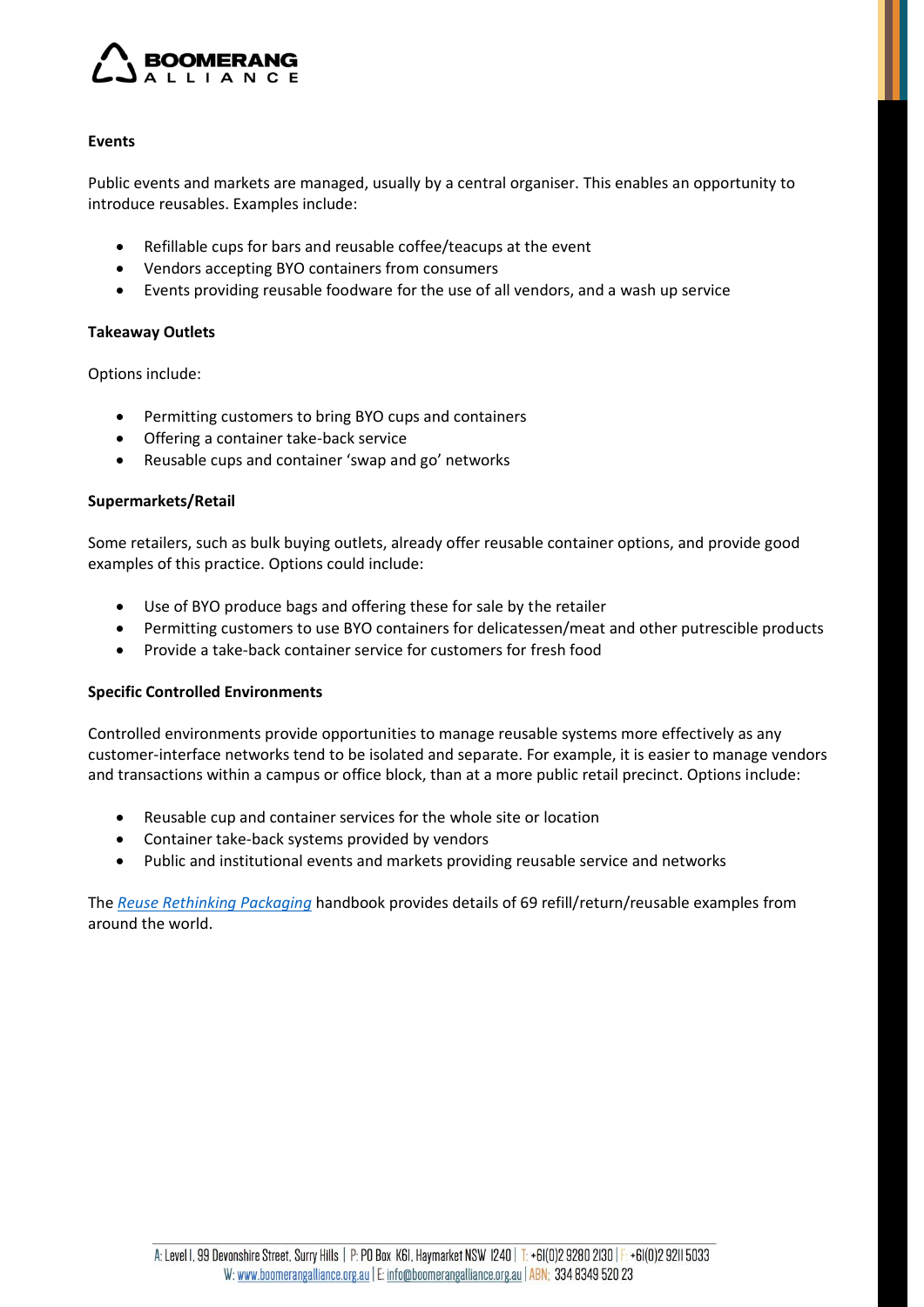**Events**

Public events and markets are managed, usually by a central organiser. This enables an opportunity to introduce reusables. Examples include:

- Refillable cups for bars and reusable coffee/teacups at the event
- Vendors accepting BYO containers from consumers
- Events providing reusable foodware for the use of all vendors, and a wash up service

**Takeaway Outlets**

Options include:

- Permitting customers to bring BYO cups and containers
- Offering a container take-back service
- Reusable cups and container 'swap and go' networks

**Supermarkets/Retail**

Some retailers, such as bulk buying outlets, already offer reusable container options, and provide good examples of this practice. Options could include:

- Use of BYO produce bags and offering these for sale by the retailer
- Permitting customers to use BYO containers for delicatessen/meat and other putrescible products
- Provide a take-back container service for customers for fresh food

**Specific Controlled Environments**

Controlled environments provide opportunities to manage reusable systems more effectively as any customer-interface networks tend to be isolated and separate. For example, it is easier to manage vendors and transactions within a campus or office block, than at a more public retail precinct. Options include:

- Reusable cup and container services for the whole site or location
- Container take-back systems provided by vendors
- Public and institutional events and markets providing reusable service and networks

The *Reuse Rethinking Packaging* handbook provides details of 69 refill/return/reusable examples from around the world.